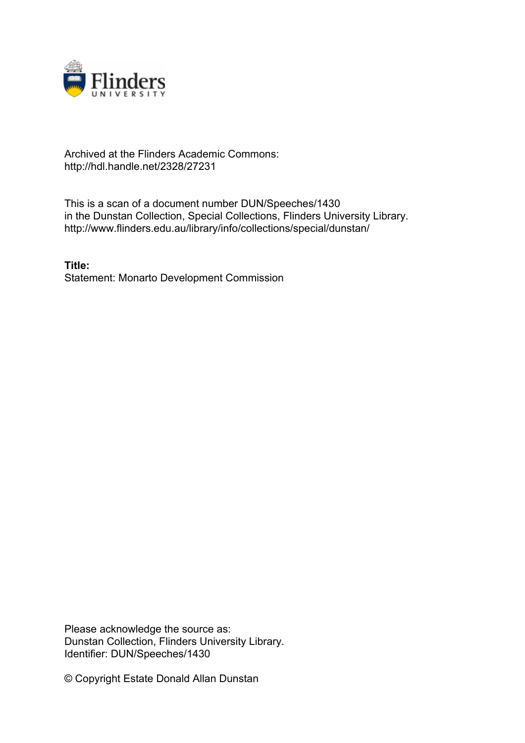Archived at the Flinders Academic Commons:
http://hdl.handle.net/2328/27231

This is a scan of a document number DUN/Speeches/1430
in the Dunstan Collection, Special Collections, Flinders University Library.
http://www.flinders.edu.au/library/info/collections/special/dunstan/

**Title:**
Statement: Monarto Development Commission

Please acknowledge the source as:
Dunstan Collection, Flinders University Library.
Identifier: DUN/Speeches/1430

© Copyright Estate Donald Allan Dunstan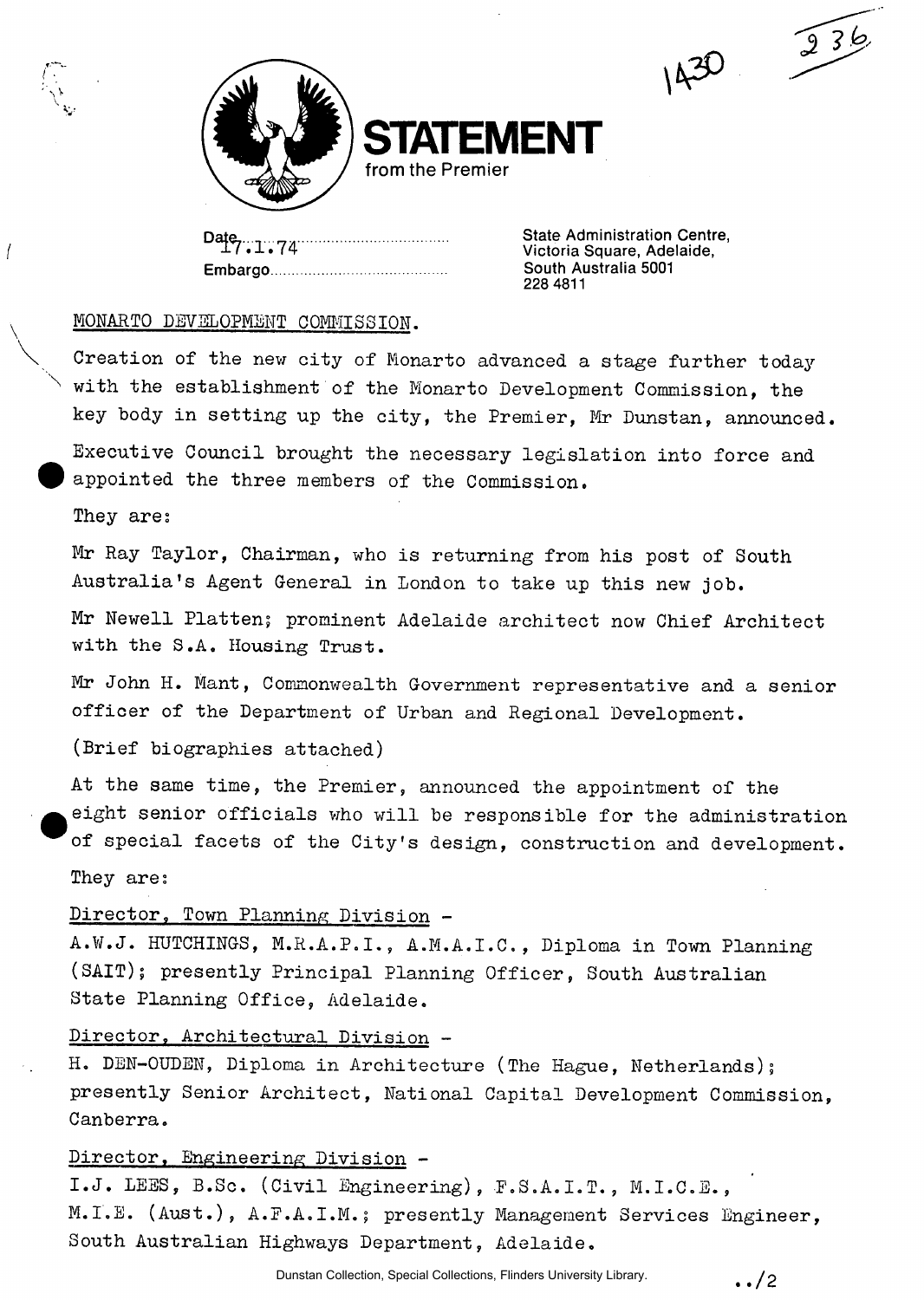# STATEMENT

from the Premier

Date 17.1.74

Embargo

State Administration Centre,
Victoria Square, Adelaide,
South Australia 5001
228 4811

MONARTO DEVELOPMENT COMMISSION.

Creation of the new city of Monarto advanced a stage further today with the establishment of the Monarto Development Commission, the key body in setting up the city, the Premier, Mr Dunstan, announced.

Executive Council brought the necessary legislation into force and appointed the three members of the Commission.

They are:

Mr Ray Taylor, Chairman, who is returning from his post of South Australia's Agent General in London to take up this new job.

Mr Newell Platten; prominent Adelaide architect now Chief Architect with the S.A. Housing Trust.

Mr John H. Mant, Commonwealth Government representative and a senior officer of the Department of Urban and Regional Development.

(Brief biographies attached)

At the same time, the Premier, announced the appointment of the eight senior officials who will be responsible for the administration of special facets of the City's design, construction and development.

They are:

Director, Town Planning Division -
A.W.J. HUTCHINGS, M.R.A.P.I., A.M.A.I.C., Diploma in Town Planning (SAIT); presently Principal Planning Officer, South Australian State Planning Office, Adelaide.

Director, Architectural Division -
H. DEN-OUDEN, Diploma in Architecture (The Hague, Netherlands); presently Senior Architect, National Capital Development Commission, Canberra.

Director, Engineering Division -
I.J. LEES, B.Sc. (Civil Engineering), F.S.A.I.T., M.I.C.E., M.I.E. (Aust.), A.F.A.I.M.; presently Management Services Engineer, South Australian Highways Department, Adelaide.

../2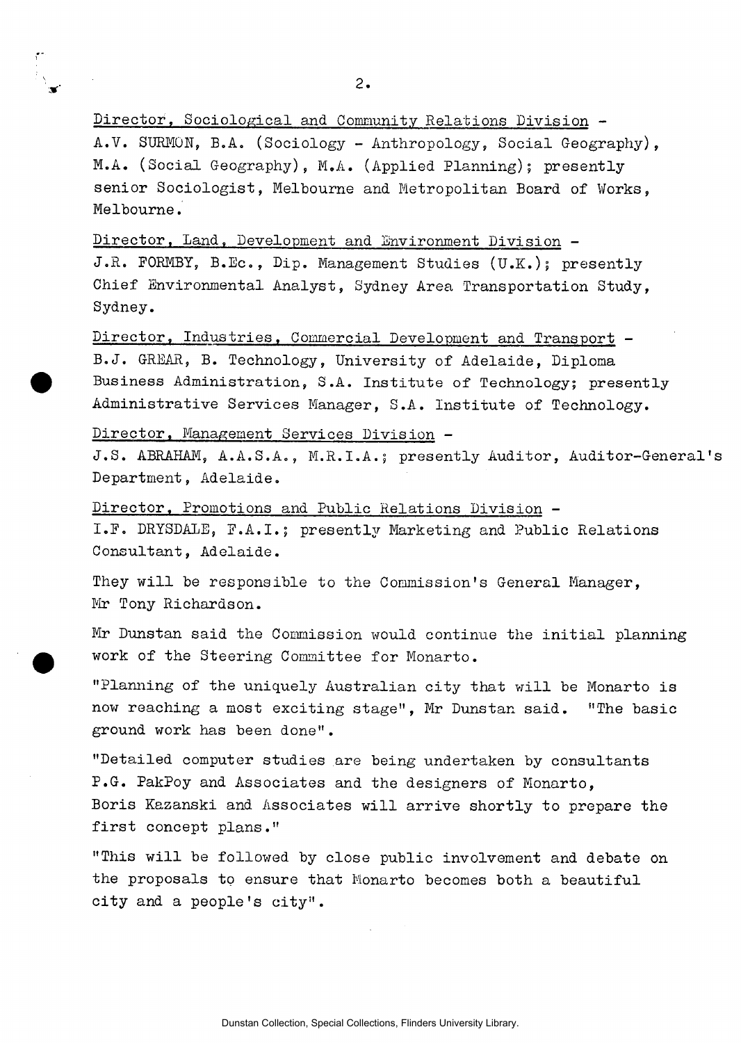Director, Sociological and Community Relations Division -
A.V. SURMON, B.A. (Sociology - Anthropology, Social Geography), M.A. (Social Geography), M.A. (Applied Planning); presently senior Sociologist, Melbourne and Metropolitan Board of Works, Melbourne.

Director, Land, Development and Environment Division -
J.R. FORMBY, B.Ec., Dip. Management Studies (U.K.); presently Chief Environmental Analyst, Sydney Area Transportation Study, Sydney.

Director, Industries, Commercial Development and Transport -
B.J. GREAR, B. Technology, University of Adelaide, Diploma Business Administration, S.A. Institute of Technology; presently Administrative Services Manager, S.A. Institute of Technology.

Director, Management Services Division -
J.S. ABRAHAM, A.A.S.A., M.R.I.A.; presently Auditor, Auditor-General's Department, Adelaide.

Director, Promotions and Public Relations Division -
I.F. DRYSDALE, F.A.I.; presently Marketing and Public Relations Consultant, Adelaide.

They will be responsible to the Commission's General Manager, Mr Tony Richardson.

Mr Dunstan said the Commission would continue the initial planning work of the Steering Committee for Monarto.

"Planning of the uniquely Australian city that will be Monarto is now reaching a most exciting stage", Mr Dunstan said. "The basic ground work has been done".

"Detailed computer studies are being undertaken by consultants P.G. PakPoy and Associates and the designers of Monarto, Boris Kazanski and Associates will arrive shortly to prepare the first concept plans."

"This will be followed by close public involvement and debate on the proposals to ensure that Monarto becomes both a beautiful city and a people's city".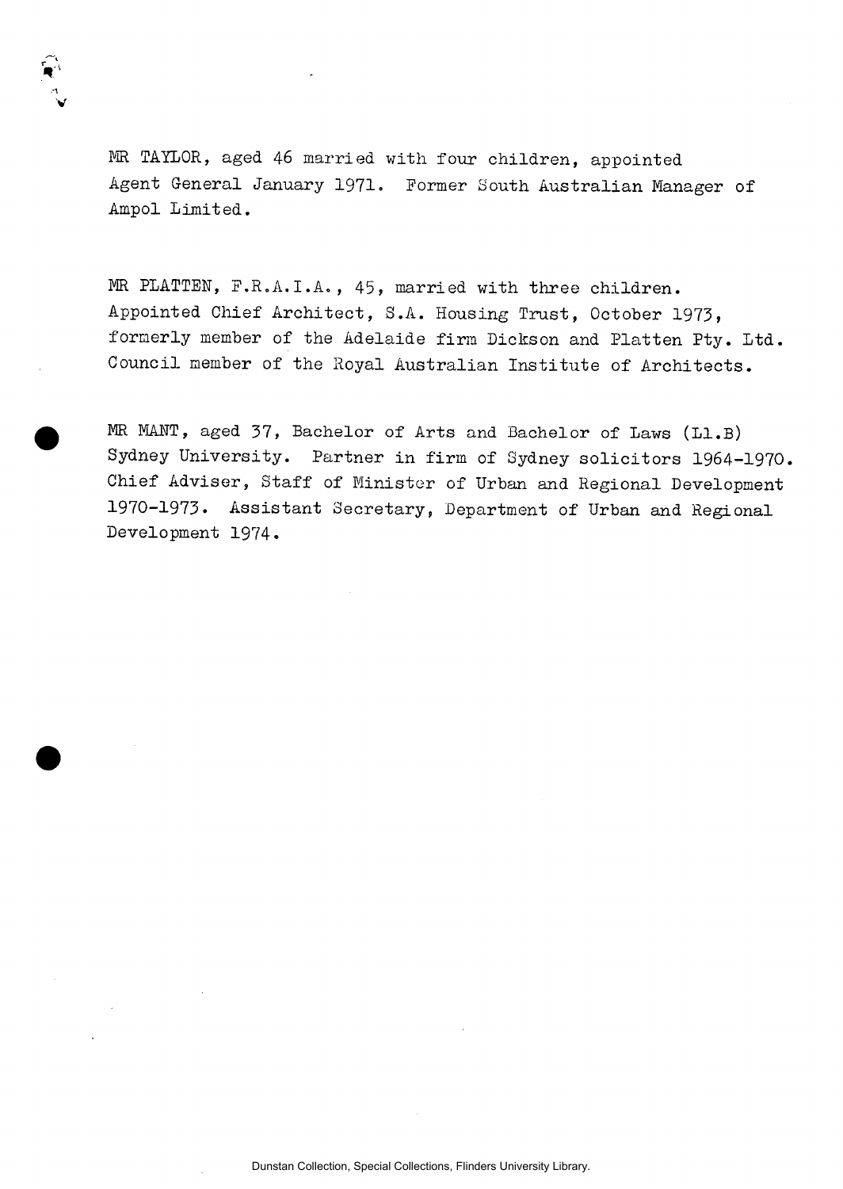MR TAYLOR, aged 46 married with four children, appointed Agent General January 1971. Former South Australian Manager of Ampol Limited.

MR PLATTEN, F.R.A.I.A., 45, married with three children. Appointed Chief Architect, S.A. Housing Trust, October 1973, formerly member of the Adelaide firm Dickson and Platten Pty. Ltd. Council member of the Royal Australian Institute of Architects.

MR MANT, aged 37, Bachelor of Arts and Bachelor of Laws (Ll.B) Sydney University. Partner in firm of Sydney solicitors 1964-1970. Chief Adviser, Staff of Minister of Urban and Regional Development 1970-1973. Assistant Secretary, Department of Urban and Regional Development 1974.